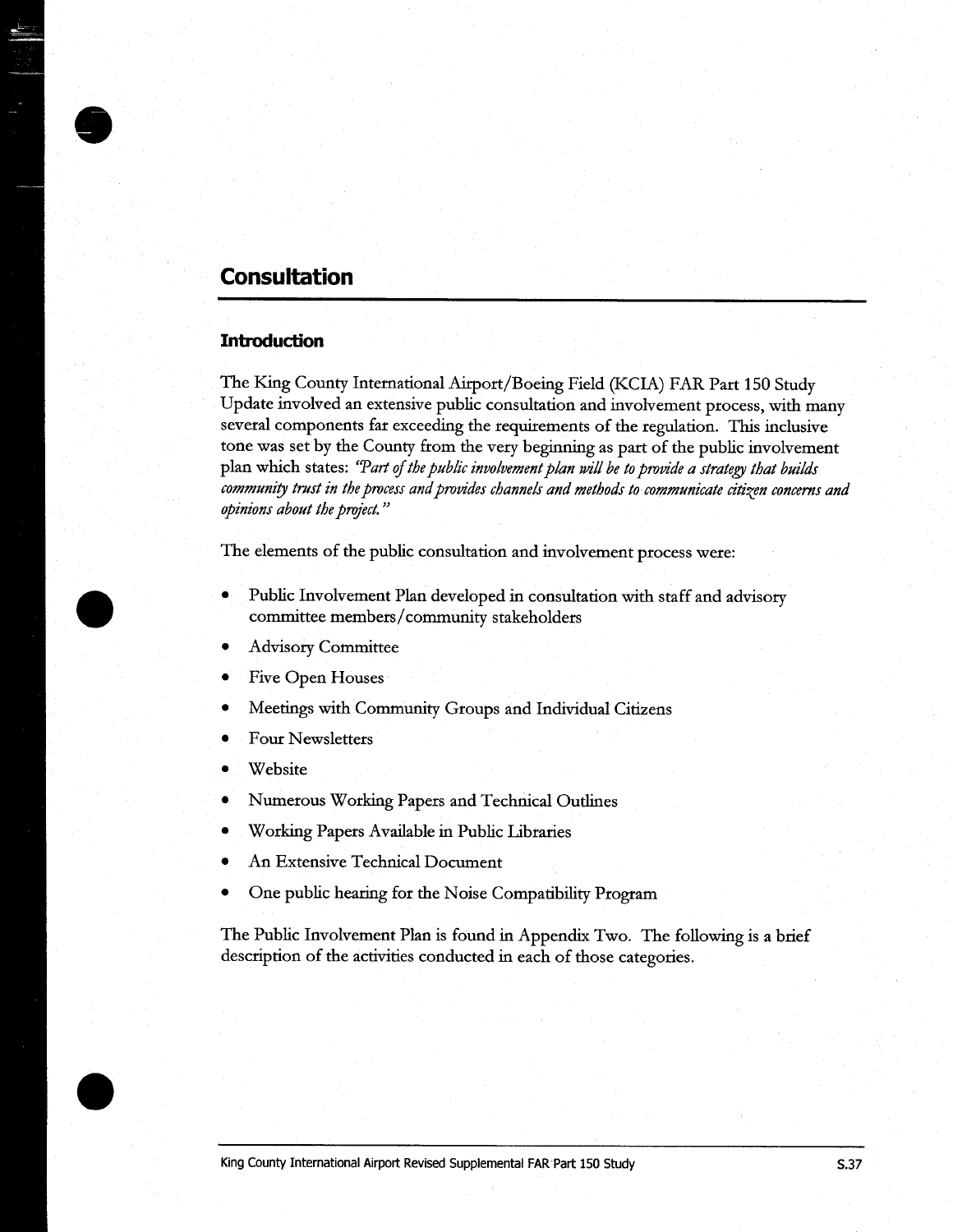## Consultation

### Introduction

The King County International Airport/Boeing Field (KCIA) FAR Part 150 Study Update involved an extensive public consultation and involvement process, with many several components far exceeding the requirements of the regulation. This inclusive tone was set by the County from the very beginning as part of the public involvement plan which states: *"Part of the public involvement plan will be to provide a strategy that builds community trust in the process and provides channels and methods to communicate citizen concerns and opinions about the project."*

The elements of the public consultation and involvement process were:

- Public Involvement Plan developed in consultation with staff and advisory committee members/community stakeholders
- Advisory Committee
- Five Open Houses
- Meetings with Community Groups and Individual Citizens
- Four Newsletters
- Website
- Numerous Working Papers and Technical Outlines
- Working Papers Available in Public Libraries
- An Extensive Technical Document
- One public hearing for the Noise Compatibility Program

The Public Involvement Plan is found in Appendix Two. The following is a brief description of the activities conducted in each of those categories.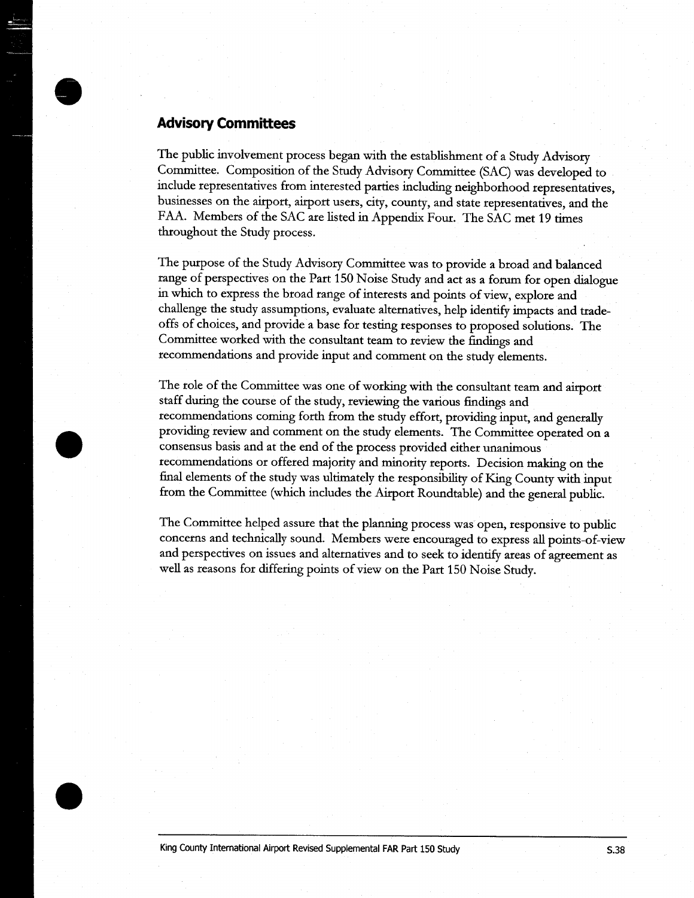## Advisory Committees

The public involvement process began with the establishment of a Study Advisory Committee. Composition of the Study Advisory Committee (SAC) was developed to include representatives from interested parties including neighborhood representatives, businesses on the airport, airport users, city, county, and state representatives, and the FAA. Members of the SAC are listed in Appendix Four. The SAC met 19 times throughout the Study process.

The purpose of the Study Advisory Committee was to provide a broad and balanced range of perspectives on the Part 150 Noise Study and act as a forum for open dialogue in which to express the broad range of interests and points of view, explore and challenge the study assumptions, evaluate alternatives, help identify impacts and trade-offs of choices, and provide a base for testing responses to proposed solutions. The Committee worked with the consultant team to review the findings and recommendations and provide input and comment on the study elements.

The role of the Committee was one of working with the consultant team and airport staff during the course of the study, reviewing the various findings and recommendations coming forth from the study effort, providing input, and generally providing review and comment on the study elements. The Committee operated on a consensus basis and at the end of the process provided either unanimous recommendations or offered majority and minority reports. Decision making on the final elements of the study was ultimately the responsibility of King County with input from the Committee (which includes the Airport Roundtable) and the general public.

The Committee helped assure that the planning process was open, responsive to public concerns and technically sound. Members were encouraged to express all points-of-view and perspectives on issues and alternatives and to seek to identify areas of agreement as well as reasons for differing points of view on the Part 150 Noise Study.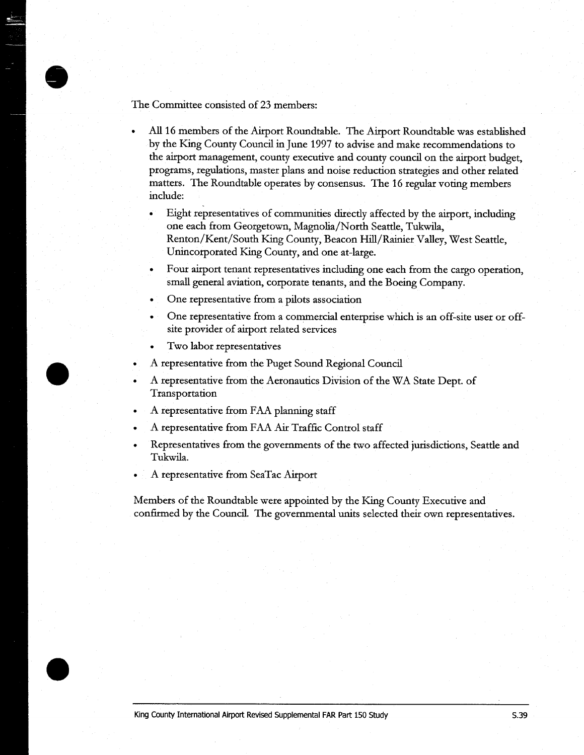The Committee consisted of 23 members:

- All 16 members of the Airport Roundtable. The Airport Roundtable was established by the King County Council in June 1997 to advise and make recommendations to the airport management, county executive and county council on the airport budget, programs, regulations, master plans and noise reduction strategies and other related matters. The Roundtable operates by consensus. The 16 regular voting members include:
  - Eight representatives of communities directly affected by the airport, including one each from Georgetown, Magnolia/North Seattle, Tukwila, Renton/Kent/South King County, Beacon Hill/Rainier Valley, West Seattle, Unincorporated King County, and one at-large.
  - Four airport tenant representatives including one each from the cargo operation, small general aviation, corporate tenants, and the Boeing Company.
  - One representative from a pilots association
  - One representative from a commercial enterprise which is an off-site user or off-site provider of airport related services
  - Two labor representatives
- A representative from the Puget Sound Regional Council
- A representative from the Aeronautics Division of the WA State Dept. of Transportation
- A representative from FAA planning staff
- A representative from FAA Air Traffic Control staff
- Representatives from the governments of the two affected jurisdictions, Seattle and Tukwila.
- A representative from SeaTac Airport

Members of the Roundtable were appointed by the King County Executive and confirmed by the Council. The governmental units selected their own representatives.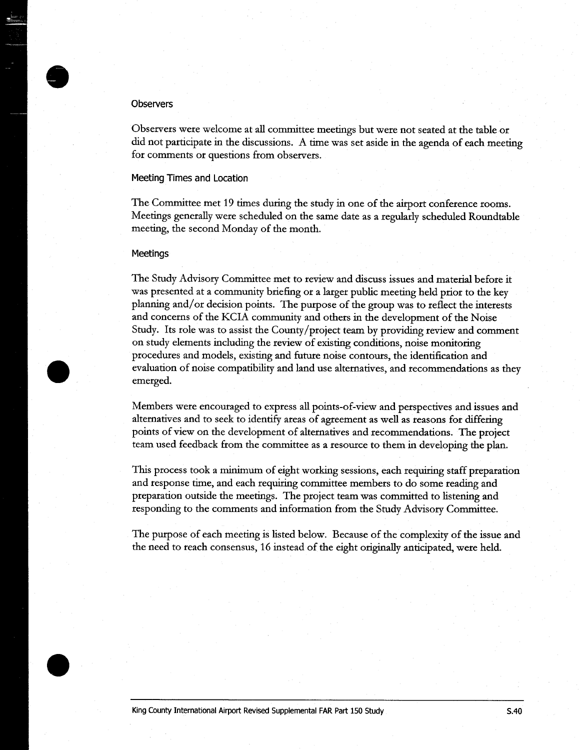### Observers

Observers were welcome at all committee meetings but were not seated at the table or did not participate in the discussions. A time was set aside in the agenda of each meeting for comments or questions from observers.

### Meeting Times and Location

The Committee met 19 times during the study in one of the airport conference rooms. Meetings generally were scheduled on the same date as a regularly scheduled Roundtable meeting, the second Monday of the month.

### Meetings

The Study Advisory Committee met to review and discuss issues and material before it was presented at a community briefing or a larger public meeting held prior to the key planning and/or decision points. The purpose of the group was to reflect the interests and concerns of the KCIA community and others in the development of the Noise Study. Its role was to assist the County/project team by providing review and comment on study elements including the review of existing conditions, noise monitoring procedures and models, existing and future noise contours, the identification and evaluation of noise compatibility and land use alternatives, and recommendations as they emerged.

Members were encouraged to express all points-of-view and perspectives and issues and alternatives and to seek to identify areas of agreement as well as reasons for differing points of view on the development of alternatives and recommendations. The project team used feedback from the committee as a resource to them in developing the plan.

This process took a minimum of eight working sessions, each requiring staff preparation and response time, and each requiring committee members to do some reading and preparation outside the meetings. The project team was committed to listening and responding to the comments and information from the Study Advisory Committee.

The purpose of each meeting is listed below. Because of the complexity of the issue and the need to reach consensus, 16 instead of the eight originally anticipated, were held.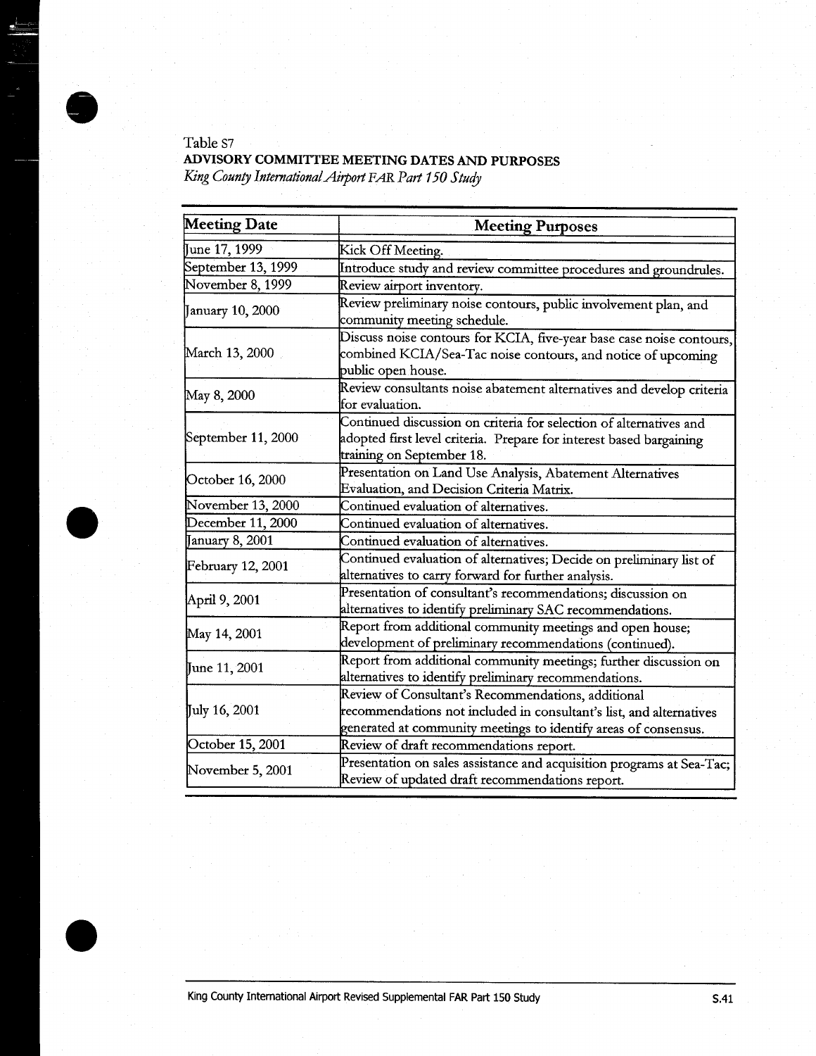Table S7

**ADVISORY COMMITTEE MEETING DATES AND PURPOSES**

*King County International Airport FAR Part 150 Study*

| Meeting Date | Meeting Purposes |
|---|---|
| June 17, 1999 | Kick Off Meeting. |
| September 13, 1999 | Introduce study and review committee procedures and groundrules. |
| November 8, 1999 | Review airport inventory. |
| January 10, 2000 | Review preliminary noise contours, public involvement plan, and community meeting schedule. |
| March 13, 2000 | Discuss noise contours for KCIA, five-year base case noise contours, combined KCIA/Sea-Tac noise contours, and notice of upcoming public open house. |
| May 8, 2000 | Review consultants noise abatement alternatives and develop criteria for evaluation. |
| September 11, 2000 | Continued discussion on criteria for selection of alternatives and adopted first level criteria. Prepare for interest based bargaining training on September 18. |
| October 16, 2000 | Presentation on Land Use Analysis, Abatement Alternatives Evaluation, and Decision Criteria Matrix. |
| November 13, 2000 | Continued evaluation of alternatives. |
| December 11, 2000 | Continued evaluation of alternatives. |
| January 8, 2001 | Continued evaluation of alternatives. |
| February 12, 2001 | Continued evaluation of alternatives; Decide on preliminary list of alternatives to carry forward for further analysis. |
| April 9, 2001 | Presentation of consultant's recommendations; discussion on alternatives to identify preliminary SAC recommendations. |
| May 14, 2001 | Report from additional community meetings and open house; development of preliminary recommendations (continued). |
| June 11, 2001 | Report from additional community meetings; further discussion on alternatives to identify preliminary recommendations. |
| July 16, 2001 | Review of Consultant's Recommendations, additional recommendations not included in consultant's list, and alternatives generated at community meetings to identify areas of consensus. |
| October 15, 2001 | Review of draft recommendations report. |
| November 5, 2001 | Presentation on sales assistance and acquisition programs at Sea-Tac; Review of updated draft recommendations report. |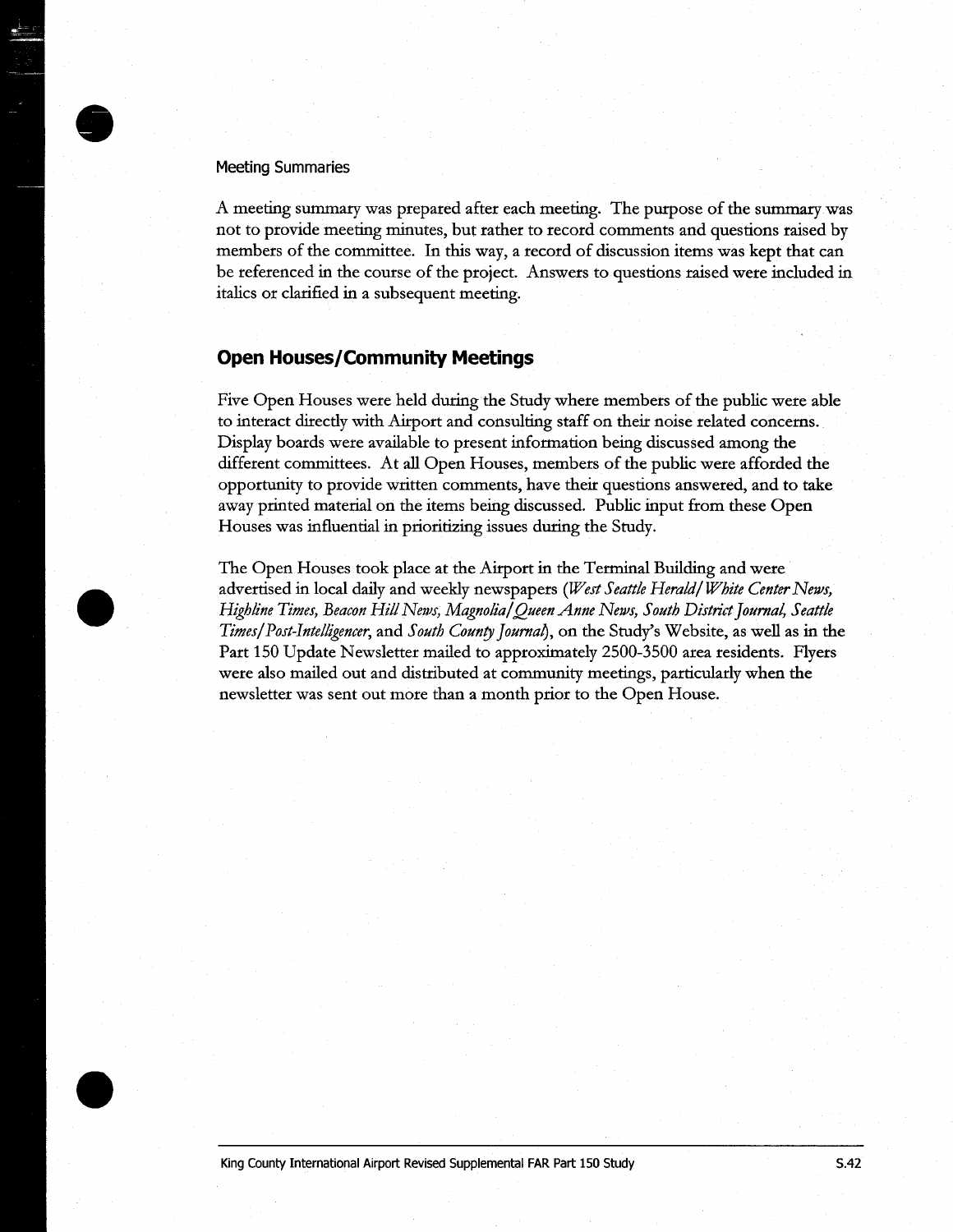### Meeting Summaries

A meeting summary was prepared after each meeting. The purpose of the summary was not to provide meeting minutes, but rather to record comments and questions raised by members of the committee. In this way, a record of discussion items was kept that can be referenced in the course of the project. Answers to questions raised were included in italics or clarified in a subsequent meeting.

## Open Houses/Community Meetings

Five Open Houses were held during the Study where members of the public were able to interact directly with Airport and consulting staff on their noise related concerns. Display boards were available to present information being discussed among the different committees. At all Open Houses, members of the public were afforded the opportunity to provide written comments, have their questions answered, and to take away printed material on the items being discussed. Public input from these Open Houses was influential in prioritizing issues during the Study.

The Open Houses took place at the Airport in the Terminal Building and were advertised in local daily and weekly newspapers (*West Seattle Herald/White Center News, Highline Times, Beacon Hill News, Magnolia/Queen Anne News, South District Journal, Seattle Times/Post-Intelligencer*, and *South County Journal*), on the Study's Website, as well as in the Part 150 Update Newsletter mailed to approximately 2500-3500 area residents. Flyers were also mailed out and distributed at community meetings, particularly when the newsletter was sent out more than a month prior to the Open House.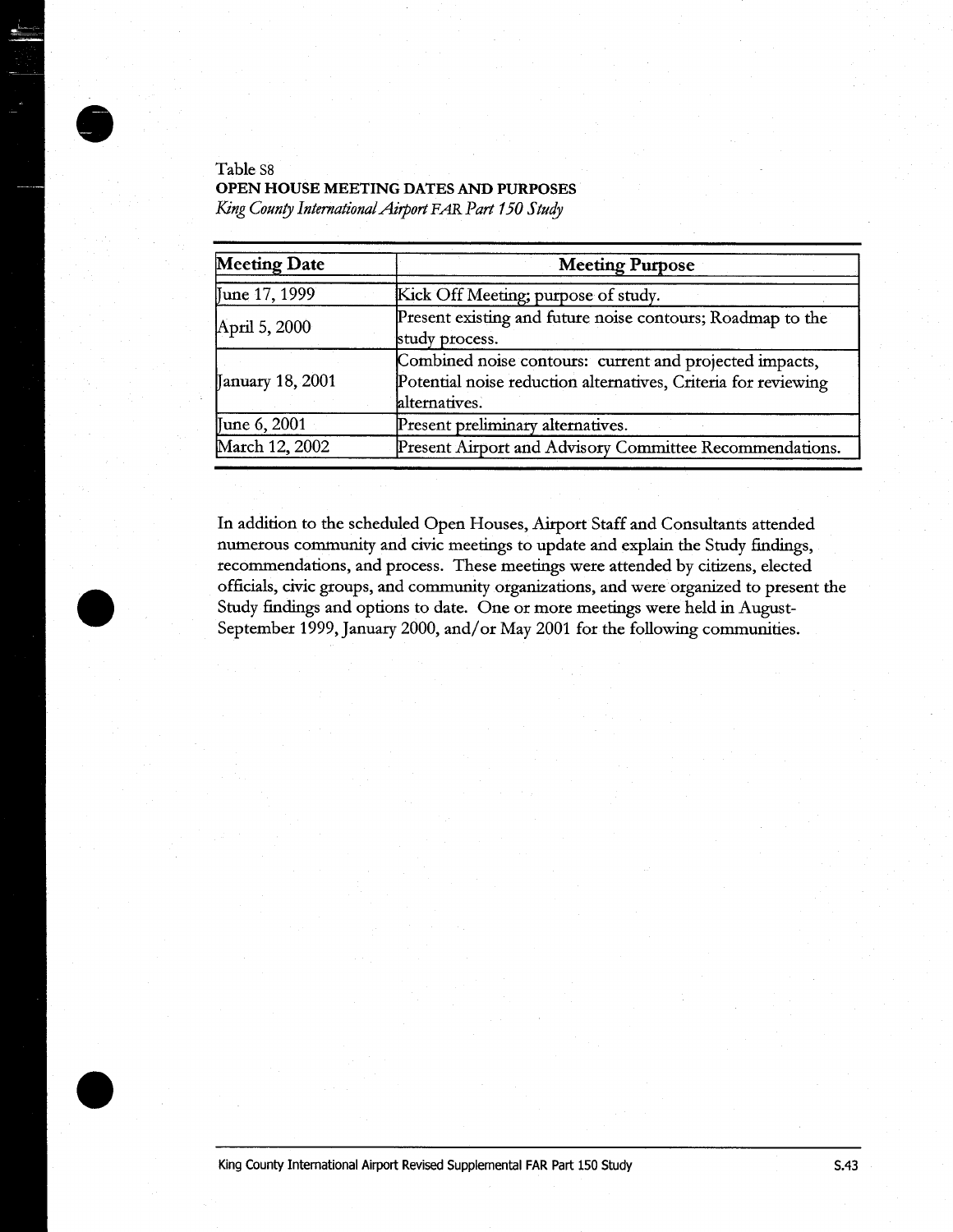Table S8

**OPEN HOUSE MEETING DATES AND PURPOSES**

*King County International Airport FAR Part 150 Study*

| Meeting Date | Meeting Purpose |
|---|---|
| June 17, 1999 | Kick Off Meeting; purpose of study. |
| April 5, 2000 | Present existing and future noise contours; Roadmap to the study process. |
| January 18, 2001 | Combined noise contours: current and projected impacts, Potential noise reduction alternatives, Criteria for reviewing alternatives. |
| June 6, 2001 | Present preliminary alternatives. |
| March 12, 2002 | Present Airport and Advisory Committee Recommendations. |

In addition to the scheduled Open Houses, Airport Staff and Consultants attended numerous community and civic meetings to update and explain the Study findings, recommendations, and process. These meetings were attended by citizens, elected officials, civic groups, and community organizations, and were organized to present the Study findings and options to date. One or more meetings were held in August-September 1999, January 2000, and/or May 2001 for the following communities.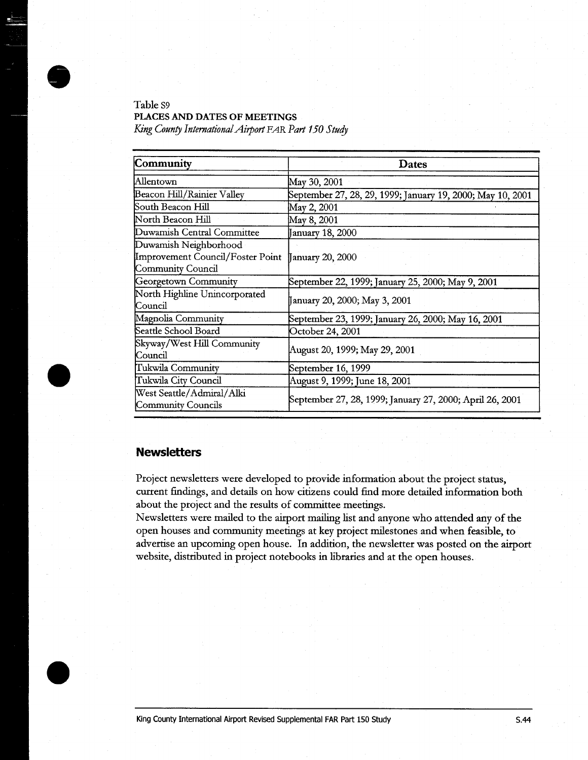Table S9
**PLACES AND DATES OF MEETINGS**
*King County International Airport FAR Part 150 Study*

| Community | Dates |
|---|---|
| Allentown | May 30, 2001 |
| Beacon Hill/Rainier Valley | September 27, 28, 29, 1999; January 19, 2000; May 10, 2001 |
| South Beacon Hill | May 2, 2001 |
| North Beacon Hill | May 8, 2001 |
| Duwamish Central Committee | January 18, 2000 |
| Duwamish Neighborhood Improvement Council/Foster Point Community Council | January 20, 2000 |
| Georgetown Community | September 22, 1999; January 25, 2000; May 9, 2001 |
| North Highline Unincorporated Council | January 20, 2000; May 3, 2001 |
| Magnolia Community | September 23, 1999; January 26, 2000; May 16, 2001 |
| Seattle School Board | October 24, 2001 |
| Skyway/West Hill Community Council | August 20, 1999; May 29, 2001 |
| Tukwila Community | September 16, 1999 |
| Tukwila City Council | August 9, 1999; June 18, 2001 |
| West Seattle/Admiral/Alki Community Councils | September 27, 28, 1999; January 27, 2000; April 26, 2001 |

## Newsletters

Project newsletters were developed to provide information about the project status, current findings, and details on how citizens could find more detailed information both about the project and the results of committee meetings.

Newsletters were mailed to the airport mailing list and anyone who attended any of the open houses and community meetings at key project milestones and when feasible, to advertise an upcoming open house. In addition, the newsletter was posted on the airport website, distributed in project notebooks in libraries and at the open houses.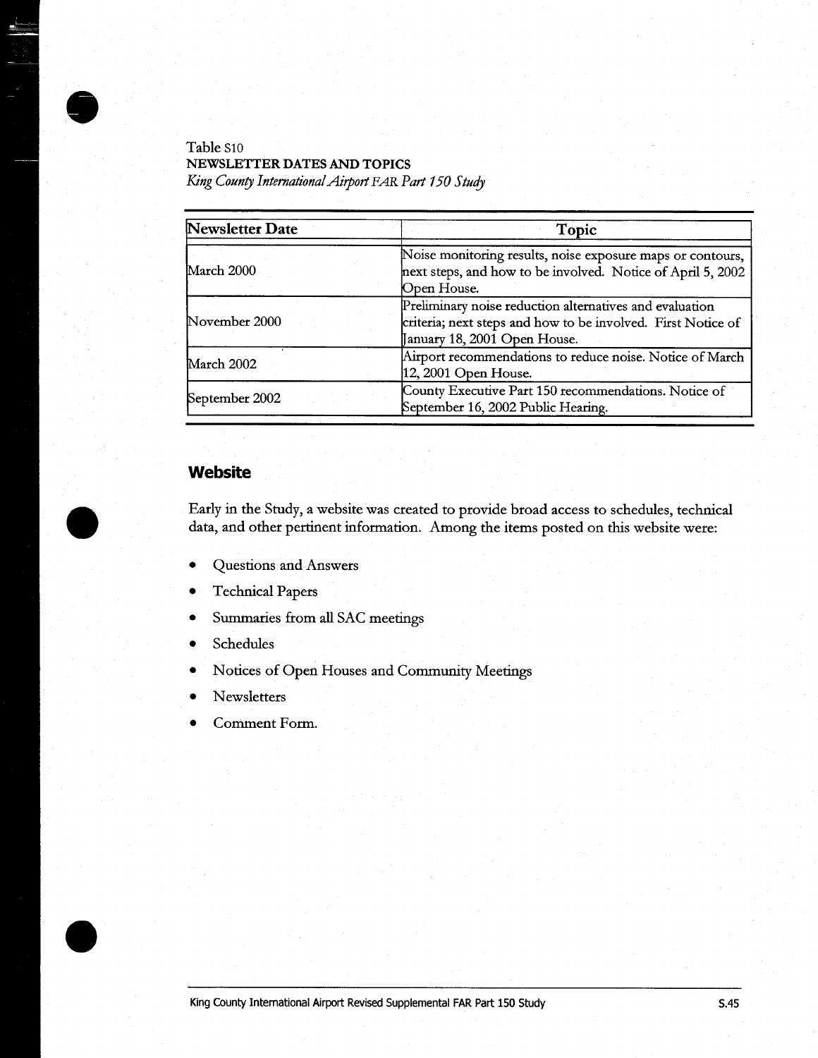Table S10
**NEWSLETTER DATES AND TOPICS**
*King County International Airport FAR Part 150 Study*

| Newsletter Date | Topic |
|---|---|
| March 2000 | Noise monitoring results, noise exposure maps or contours, next steps, and how to be involved. Notice of April 5, 2002 Open House. |
| November 2000 | Preliminary noise reduction alternatives and evaluation criteria; next steps and how to be involved. First Notice of January 18, 2001 Open House. |
| March 2002 | Airport recommendations to reduce noise. Notice of March 12, 2001 Open House. |
| September 2002 | County Executive Part 150 recommendations. Notice of September 16, 2002 Public Hearing. |

## Website

Early in the Study, a website was created to provide broad access to schedules, technical data, and other pertinent information. Among the items posted on this website were:

- Questions and Answers
- Technical Papers
- Summaries from all SAC meetings
- Schedules
- Notices of Open Houses and Community Meetings
- Newsletters
- Comment Form.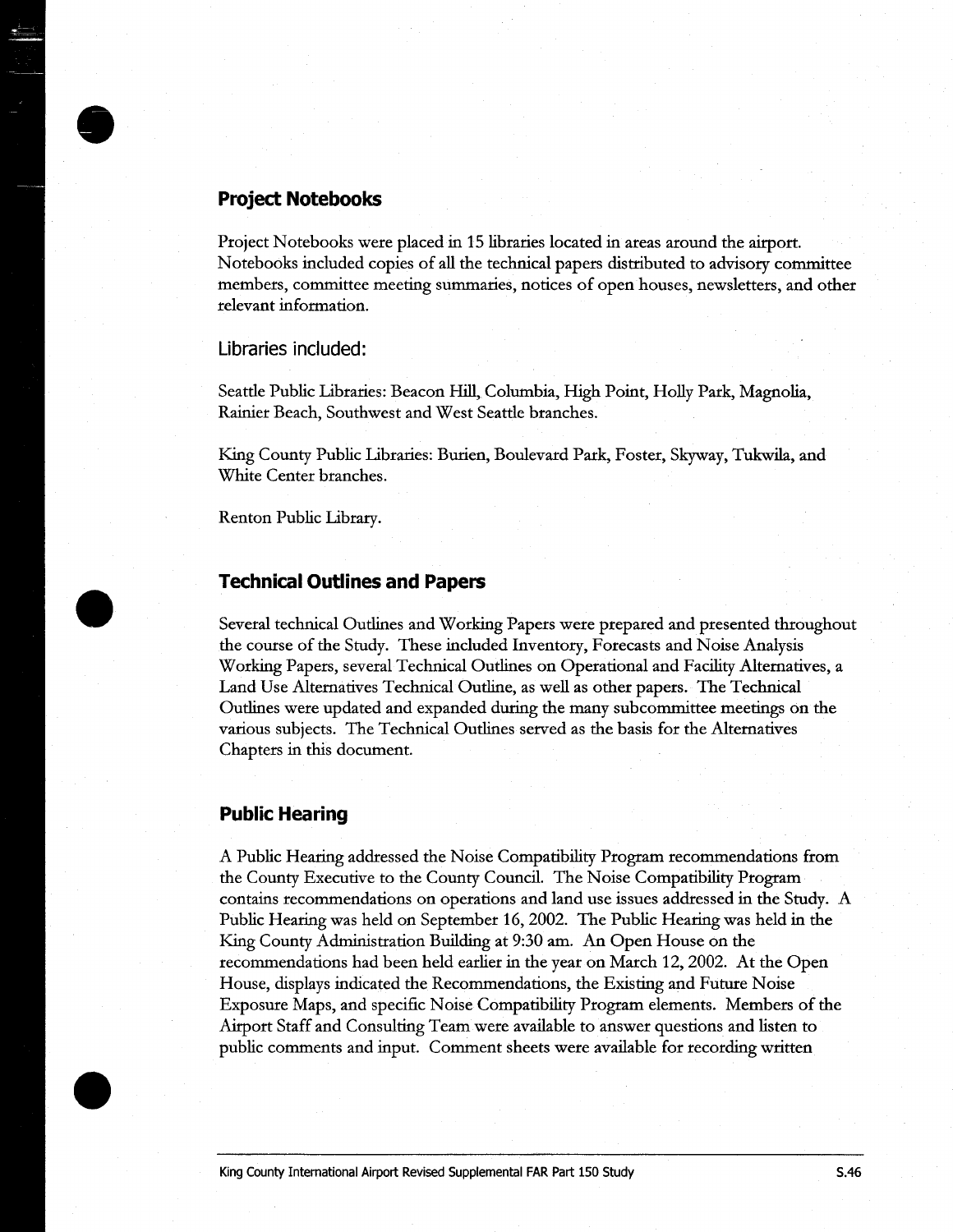## Project Notebooks

Project Notebooks were placed in 15 libraries located in areas around the airport. Notebooks included copies of all the technical papers distributed to advisory committee members, committee meeting summaries, notices of open houses, newsletters, and other relevant information.

### Libraries included:

Seattle Public Libraries: Beacon Hill, Columbia, High Point, Holly Park, Magnolia, Rainier Beach, Southwest and West Seattle branches.

King County Public Libraries: Burien, Boulevard Park, Foster, Skyway, Tukwila, and White Center branches.

Renton Public Library.

## Technical Outlines and Papers

Several technical Outlines and Working Papers were prepared and presented throughout the course of the Study. These included Inventory, Forecasts and Noise Analysis Working Papers, several Technical Outlines on Operational and Facility Alternatives, a Land Use Alternatives Technical Outline, as well as other papers. The Technical Outlines were updated and expanded during the many subcommittee meetings on the various subjects. The Technical Outlines served as the basis for the Alternatives Chapters in this document.

## Public Hearing

A Public Hearing addressed the Noise Compatibility Program recommendations from the County Executive to the County Council. The Noise Compatibility Program contains recommendations on operations and land use issues addressed in the Study. A Public Hearing was held on September 16, 2002. The Public Hearing was held in the King County Administration Building at 9:30 am. An Open House on the recommendations had been held earlier in the year on March 12, 2002. At the Open House, displays indicated the Recommendations, the Existing and Future Noise Exposure Maps, and specific Noise Compatibility Program elements. Members of the Airport Staff and Consulting Team were available to answer questions and listen to public comments and input. Comment sheets were available for recording written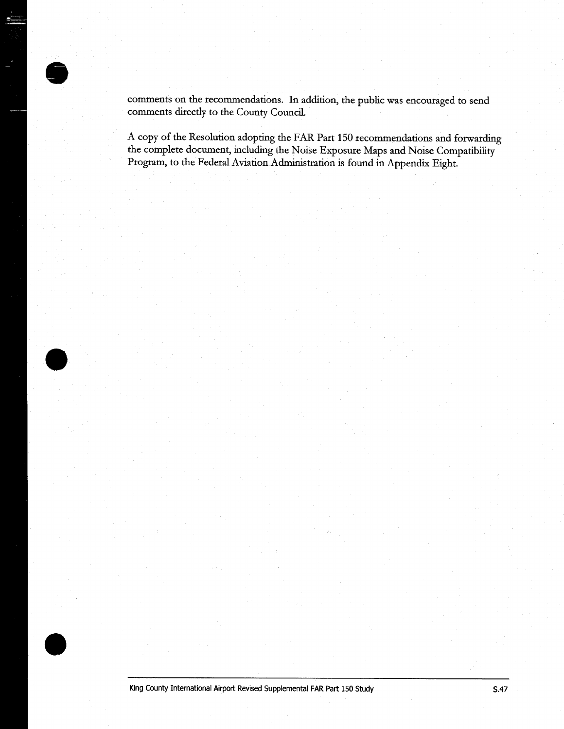comments on the recommendations. In addition, the public was encouraged to send comments directly to the County Council.

A copy of the Resolution adopting the FAR Part 150 recommendations and forwarding the complete document, including the Noise Exposure Maps and Noise Compatibility Program, to the Federal Aviation Administration is found in Appendix Eight.